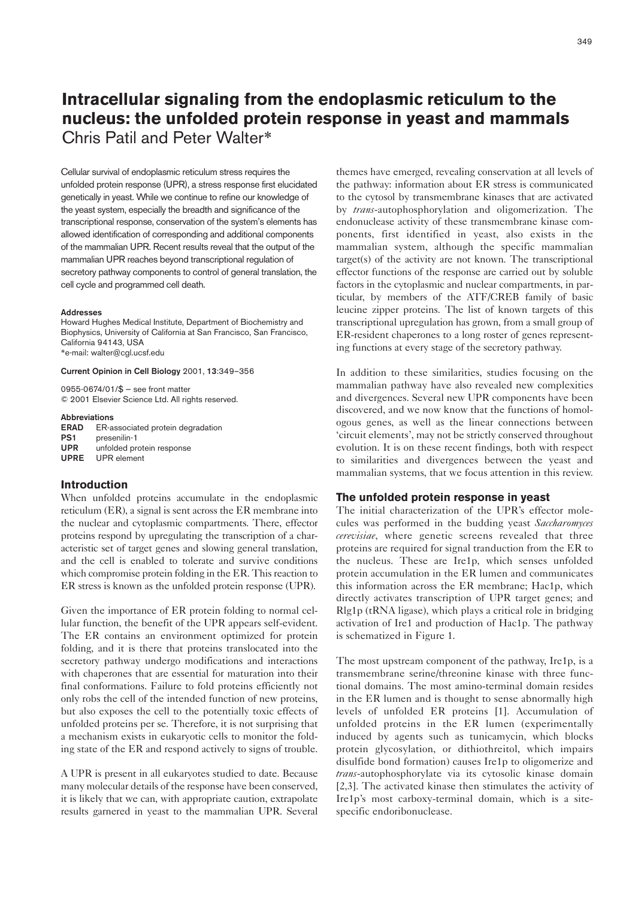# Intracellular signaling from the endoplasmic reticulum to the nucleus: the unfolded protein response in yeast and mammals

Chris Patil and Peter Walter*

Cellular survival of endoplasmic reticulum stress requires the unfolded protein response (UPR), a stress response first elucidated genetically in yeast. While we continue to refine our knowledge of the yeast system, especially the breadth and significance of the transcriptional response, conservation of the system's elements has allowed identification of corresponding and additional components of the mammalian UPR. Recent results reveal that the output of the mammalian UPR reaches beyond transcriptional regulation of secretory pathway components to control of general translation, the cell cycle and programmed cell death.

**Addresses**
Howard Hughes Medical Institute, Department of Biochemistry and Biophysics, University of California at San Francisco, San Francisco, California 94143, USA
*e-mail: walter@cgl.ucsf.edu

**Current Opinion in Cell Biology** 2001, **13**:349–356

0955-0674/01/$ – see front matter
© 2001 Elsevier Science Ltd. All rights reserved.

**Abbreviations**

**ERAD** ER-associated protein degradation
**PS1** presenilin-1
**UPR** unfolded protein response
**UPRE** UPR element

## Introduction

When unfolded proteins accumulate in the endoplasmic reticulum (ER), a signal is sent across the ER membrane into the nuclear and cytoplasmic compartments. There, effector proteins respond by upregulating the transcription of a characteristic set of target genes and slowing general translation, and the cell is enabled to tolerate and survive conditions which compromise protein folding in the ER. This reaction to ER stress is known as the unfolded protein response (UPR).

Given the importance of ER protein folding to normal cellular function, the benefit of the UPR appears self-evident. The ER contains an environment optimized for protein folding, and it is there that proteins translocated into the secretory pathway undergo modifications and interactions with chaperones that are essential for maturation into their final conformations. Failure to fold proteins efficiently not only robs the cell of the intended function of new proteins, but also exposes the cell to the potentially toxic effects of unfolded proteins per se. Therefore, it is not surprising that a mechanism exists in eukaryotic cells to monitor the folding state of the ER and respond actively to signs of trouble.

A UPR is present in all eukaryotes studied to date. Because many molecular details of the response have been conserved, it is likely that we can, with appropriate caution, extrapolate results garnered in yeast to the mammalian UPR. Several themes have emerged, revealing conservation at all levels of the pathway: information about ER stress is communicated to the cytosol by transmembrane kinases that are activated by *trans*-autophosphorylation and oligomerization. The endonuclease activity of these transmembrane kinase components, first identified in yeast, also exists in the mammalian system, although the specific mammalian target(s) of the activity are not known. The transcriptional effector functions of the response are carried out by soluble factors in the cytoplasmic and nuclear compartments, in particular, by members of the ATF/CREB family of basic leucine zipper proteins. The list of known targets of this transcriptional upregulation has grown, from a small group of ER-resident chaperones to a long roster of genes representing functions at every stage of the secretory pathway.

In addition to these similarities, studies focusing on the mammalian pathway have also revealed new complexities and divergences. Several new UPR components have been discovered, and we now know that the functions of homologous genes, as well as the linear connections between 'circuit elements', may not be strictly conserved throughout evolution. It is on these recent findings, both with respect to similarities and divergences between the yeast and mammalian systems, that we focus attention in this review.

## The unfolded protein response in yeast

The initial characterization of the UPR's effector molecules was performed in the budding yeast *Saccharomyces cerevisiae*, where genetic screens revealed that three proteins are required for signal tranduction from the ER to the nucleus. These are Ire1p, which senses unfolded protein accumulation in the ER lumen and communicates this information across the ER membrane; Hac1p, which directly activates transcription of UPR target genes; and Rlg1p (tRNA ligase), which plays a critical role in bridging activation of Ire1 and production of Hac1p. The pathway is schematized in Figure 1.

The most upstream component of the pathway, Ire1p, is a transmembrane serine/threonine kinase with three functional domains. The most amino-terminal domain resides in the ER lumen and is thought to sense abnormally high levels of unfolded ER proteins [1]. Accumulation of unfolded proteins in the ER lumen (experimentally induced by agents such as tunicamycin, which blocks protein glycosylation, or dithiothreitol, which impairs disulfide bond formation) causes Ire1p to oligomerize and *trans*-autophosphorylate via its cytosolic kinase domain [2,3]. The activated kinase then stimulates the activity of Ire1p's most carboxy-terminal domain, which is a site-specific endoribonuclease.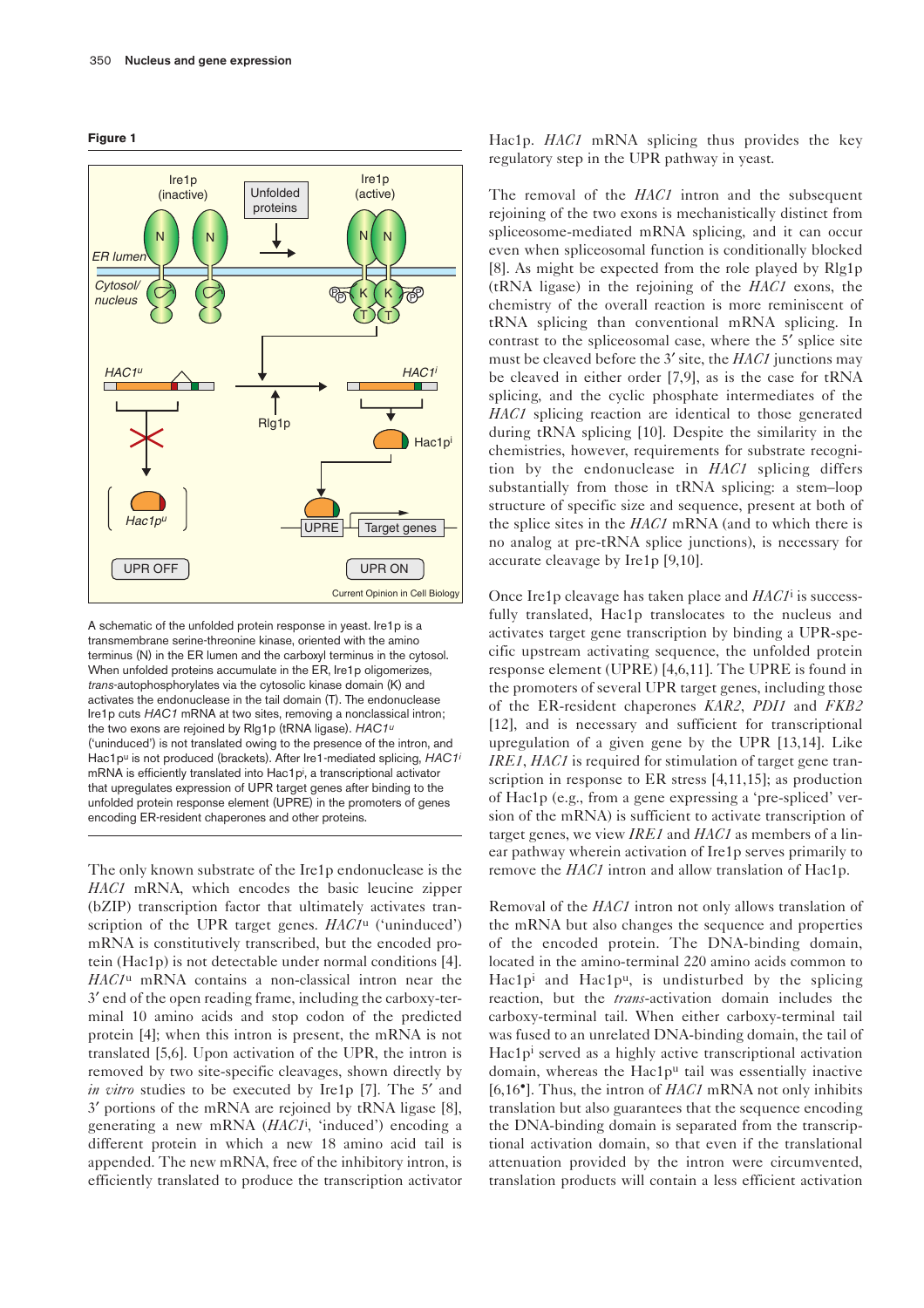**Figure 1**

A schematic of the unfolded protein response in yeast. Ire1p is a transmembrane serine-threonine kinase, oriented with the amino terminus (N) in the ER lumen and the carboxyl terminus in the cytosol. When unfolded proteins accumulate in the ER, Ire1p oligomerizes, *trans*-autophosphorylates via the cytosolic kinase domain (K) and activates the endonuclease in the tail domain (T). The endonuclease Ire1p cuts *HAC1* mRNA at two sites, removing a nonclassical intron; the two exons are rejoined by Rlg1p (tRNA ligase). *HAC1*$^u$ ('uninduced') is not translated owing to the presence of the intron, and Hac1p$^u$ is not produced (brackets). After Ire1-mediated splicing, *HAC1*$^i$ mRNA is efficiently translated into Hac1p$^i$, a transcriptional activator that upregulates expression of UPR target genes after binding to the unfolded protein response element (UPRE) in the promoters of genes encoding ER-resident chaperones and other proteins.

The only known substrate of the Ire1p endonuclease is the *HAC1* mRNA, which encodes the basic leucine zipper (bZIP) transcription factor that ultimately activates transcription of the UPR target genes. *HAC1*$^u$ ('uninduced') mRNA is constitutively transcribed, but the encoded protein (Hac1p) is not detectable under normal conditions [4]. *HAC1*$^u$ mRNA contains a non-classical intron near the 3′ end of the open reading frame, including the carboxy-terminal 10 amino acids and stop codon of the predicted protein [4]; when this intron is present, the mRNA is not translated [5,6]. Upon activation of the UPR, the intron is removed by two site-specific cleavages, shown directly by *in vitro* studies to be executed by Ire1p [7]. The 5′ and 3′ portions of the mRNA are rejoined by tRNA ligase [8], generating a new mRNA (*HAC1*$^i$, 'induced') encoding a different protein in which a new 18 amino acid tail is appended. The new mRNA, free of the inhibitory intron, is efficiently translated to produce the transcription activator Hac1p. *HAC1* mRNA splicing thus provides the key regulatory step in the UPR pathway in yeast.

The removal of the *HAC1* intron and the subsequent rejoining of the two exons is mechanistically distinct from spliceosome-mediated mRNA splicing, and it can occur even when spliceosomal function is conditionally blocked [8]. As might be expected from the role played by Rlg1p (tRNA ligase) in the rejoining of the *HAC1* exons, the chemistry of the overall reaction is more reminiscent of tRNA splicing than conventional mRNA splicing. In contrast to the spliceosomal case, where the 5′ splice site must be cleaved before the 3′ site, the *HAC1* junctions may be cleaved in either order [7,9], as is the case for tRNA splicing, and the cyclic phosphate intermediates of the *HAC1* splicing reaction are identical to those generated during tRNA splicing [10]. Despite the similarity in the chemistries, however, requirements for substrate recognition by the endonuclease in *HAC1* splicing differs substantially from those in tRNA splicing: a stem–loop structure of specific size and sequence, present at both of the splice sites in the *HAC1* mRNA (and to which there is no analog at pre-tRNA splice junctions), is necessary for accurate cleavage by Ire1p [9,10].

Once Ire1p cleavage has taken place and *HAC1*$^i$ is successfully translated, Hac1p translocates to the nucleus and activates target gene transcription by binding a UPR-specific upstream activating sequence, the unfolded protein response element (UPRE) [4,6,11]. The UPRE is found in the promoters of several UPR target genes, including those of the ER-resident chaperones *KAR2*, *PDI1* and *FKB2* [12], and is necessary and sufficient for transcriptional upregulation of a given gene by the UPR [13,14]. Like *IRE1*, *HAC1* is required for stimulation of target gene transcription in response to ER stress [4,11,15]; as production of Hac1p (e.g., from a gene expressing a 'pre-spliced' version of the mRNA) is sufficient to activate transcription of target genes, we view *IRE1* and *HAC1* as members of a linear pathway wherein activation of Ire1p serves primarily to remove the *HAC1* intron and allow translation of Hac1p.

Removal of the *HAC1* intron not only allows translation of the mRNA but also changes the sequence and properties of the encoded protein. The DNA-binding domain, located in the amino-terminal 220 amino acids common to Hac1p$^i$ and Hac1p$^u$, is undisturbed by the splicing reaction, but the *trans*-activation domain includes the carboxy-terminal tail. When either carboxy-terminal tail was fused to an unrelated DNA-binding domain, the tail of Hac1p$^i$ served as a highly active transcriptional activation domain, whereas the Hac1p$^u$ tail was essentially inactive [6,16•]. Thus, the intron of *HAC1* mRNA not only inhibits translation but also guarantees that the sequence encoding the DNA-binding domain is separated from the transcriptional activation domain, so that even if the translational attenuation provided by the intron were circumvented, translation products will contain a less efficient activation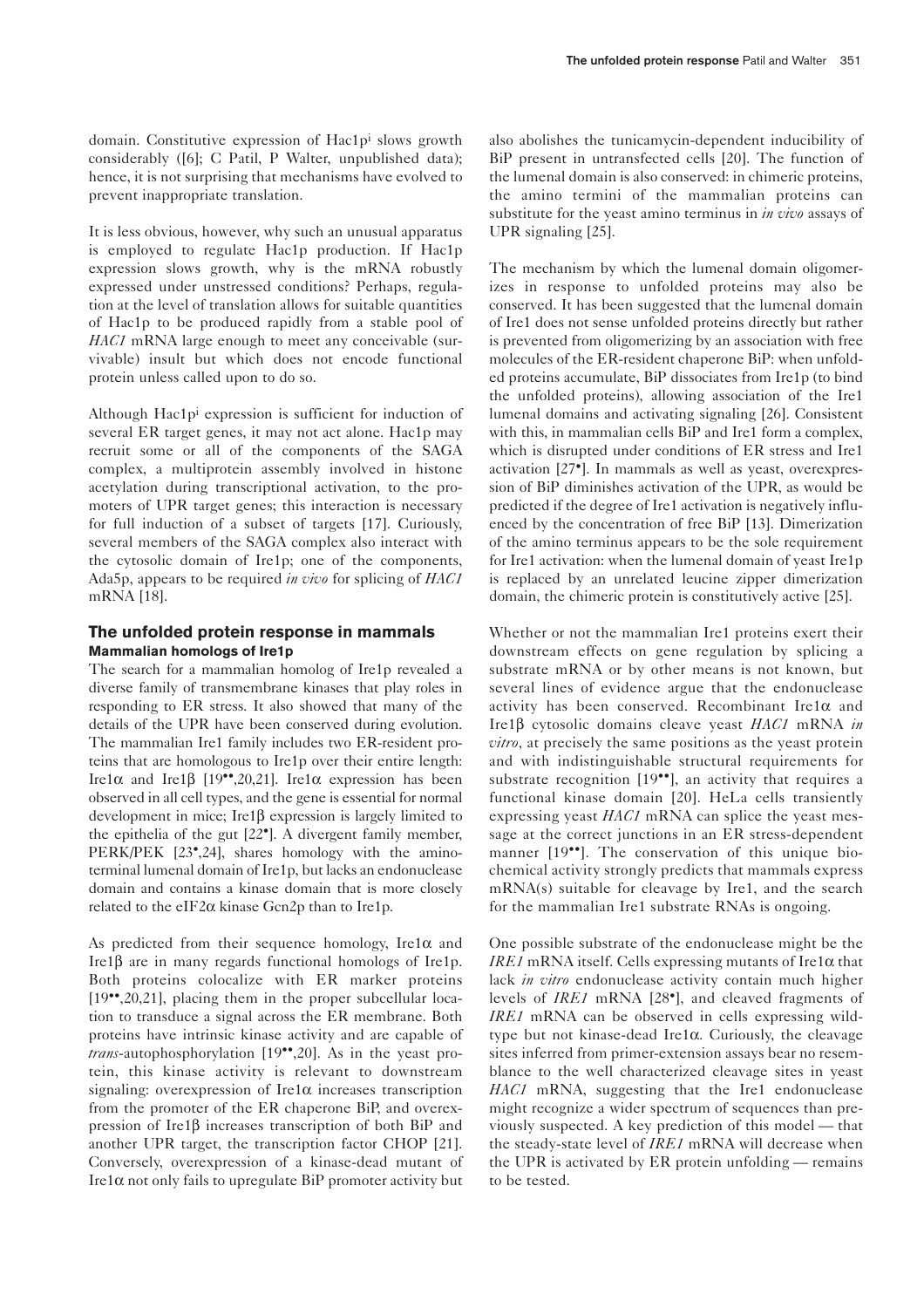domain. Constitutive expression of Hac1p[i] slows growth considerably ([6]; C Patil, P Walter, unpublished data); hence, it is not surprising that mechanisms have evolved to prevent inappropriate translation.

It is less obvious, however, why such an unusual apparatus is employed to regulate Hac1p production. If Hac1p expression slows growth, why is the mRNA robustly expressed under unstressed conditions? Perhaps, regulation at the level of translation allows for suitable quantities of Hac1p to be produced rapidly from a stable pool of *HAC1* mRNA large enough to meet any conceivable (survivable) insult but which does not encode functional protein unless called upon to do so.

Although Hac1p[i] expression is sufficient for induction of several ER target genes, it may not act alone. Hac1p may recruit some or all of the components of the SAGA complex, a multiprotein assembly involved in histone acetylation during transcriptional activation, to the promoters of UPR target genes; this interaction is necessary for full induction of a subset of targets [17]. Curiously, several members of the SAGA complex also interact with the cytosolic domain of Ire1p; one of the components, Ada5p, appears to be required *in vivo* for splicing of *HAC1* mRNA [18].

## The unfolded protein response in mammals

### Mammalian homologs of Ire1p

The search for a mammalian homolog of Ire1p revealed a diverse family of transmembrane kinases that play roles in responding to ER stress. It also showed that many of the details of the UPR have been conserved during evolution. The mammalian Ire1 family includes two ER-resident proteins that are homologous to Ire1p over their entire length: Ire1α and Ire1β [19••,20,21]. Ire1α expression has been observed in all cell types, and the gene is essential for normal development in mice; Ire1β expression is largely limited to the epithelia of the gut [22•]. A divergent family member, PERK/PEK [23•,24], shares homology with the amino-terminal lumenal domain of Ire1p, but lacks an endonuclease domain and contains a kinase domain that is more closely related to the eIF2α kinase Gcn2p than to Ire1p.

As predicted from their sequence homology, Ire1α and Ire1β are in many regards functional homologs of Ire1p. Both proteins colocalize with ER marker proteins [19••,20,21], placing them in the proper subcellular location to transduce a signal across the ER membrane. Both proteins have intrinsic kinase activity and are capable of *trans*-autophosphorylation [19••,20]. As in the yeast protein, this kinase activity is relevant to downstream signaling: overexpression of Ire1α increases transcription from the promoter of the ER chaperone BiP, and overexpression of Ire1β increases transcription of both BiP and another UPR target, the transcription factor CHOP [21]. Conversely, overexpression of a kinase-dead mutant of Ire1α not only fails to upregulate BiP promoter activity but also abolishes the tunicamycin-dependent inducibility of BiP present in untransfected cells [20]. The function of the lumenal domain is also conserved: in chimeric proteins, the amino termini of the mammalian proteins can substitute for the yeast amino terminus in *in vivo* assays of UPR signaling [25].

The mechanism by which the lumenal domain oligomerizes in response to unfolded proteins may also be conserved. It has been suggested that the lumenal domain of Ire1 does not sense unfolded proteins directly but rather is prevented from oligomerizing by an association with free molecules of the ER-resident chaperone BiP: when unfolded proteins accumulate, BiP dissociates from Ire1p (to bind the unfolded proteins), allowing association of the Ire1 lumenal domains and activating signaling [26]. Consistent with this, in mammalian cells BiP and Ire1 form a complex, which is disrupted under conditions of ER stress and Ire1 activation [27•]. In mammals as well as yeast, overexpression of BiP diminishes activation of the UPR, as would be predicted if the degree of Ire1 activation is negatively influenced by the concentration of free BiP [13]. Dimerization of the amino terminus appears to be the sole requirement for Ire1 activation: when the lumenal domain of yeast Ire1p is replaced by an unrelated leucine zipper dimerization domain, the chimeric protein is constitutively active [25].

Whether or not the mammalian Ire1 proteins exert their downstream effects on gene regulation by splicing a substrate mRNA or by other means is not known, but several lines of evidence argue that the endonuclease activity has been conserved. Recombinant Ire1α and Ire1β cytosolic domains cleave yeast *HAC1* mRNA *in vitro*, at precisely the same positions as the yeast protein and with indistinguishable structural requirements for substrate recognition [19••], an activity that requires a functional kinase domain [20]. HeLa cells transiently expressing yeast *HAC1* mRNA can splice the yeast message at the correct junctions in an ER stress-dependent manner [19••]. The conservation of this unique biochemical activity strongly predicts that mammals express mRNA(s) suitable for cleavage by Ire1, and the search for the mammalian Ire1 substrate RNAs is ongoing.

One possible substrate of the endonuclease might be the *IRE1* mRNA itself. Cells expressing mutants of Ire1α that lack *in vitro* endonuclease activity contain much higher levels of *IRE1* mRNA [28•], and cleaved fragments of *IRE1* mRNA can be observed in cells expressing wild-type but not kinase-dead Ire1α. Curiously, the cleavage sites inferred from primer-extension assays bear no resemblance to the well characterized cleavage sites in yeast *HAC1* mRNA, suggesting that the Ire1 endonuclease might recognize a wider spectrum of sequences than previously suspected. A key prediction of this model — that the steady-state level of *IRE1* mRNA will decrease when the UPR is activated by ER protein unfolding — remains to be tested.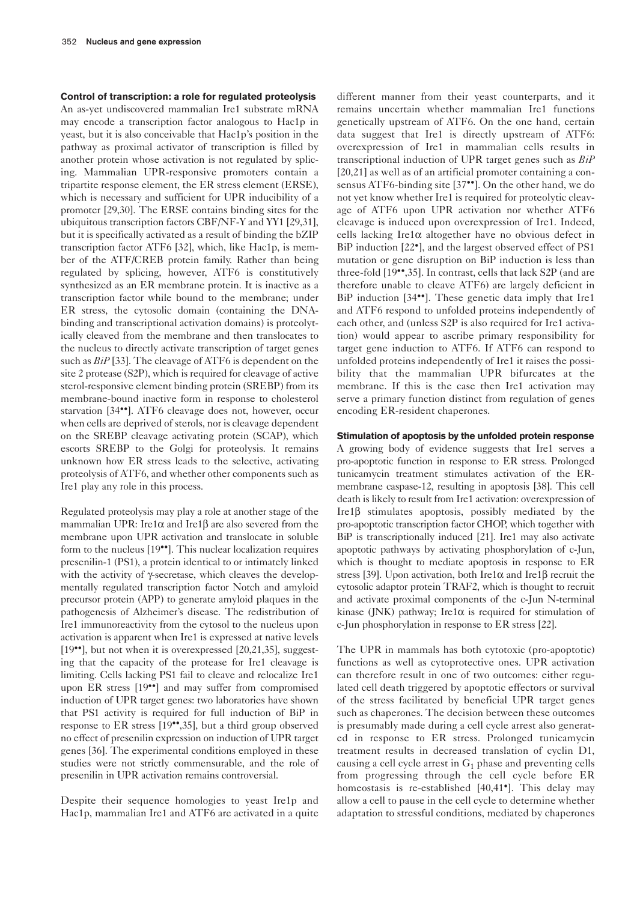## Control of transcription: a role for regulated proteolysis

An as-yet undiscovered mammalian Ire1 substrate mRNA may encode a transcription factor analogous to Hac1p in yeast, but it is also conceivable that Hac1p's position in the pathway as proximal activator of transcription is filled by another protein whose activation is not regulated by splicing. Mammalian UPR-responsive promoters contain a tripartite response element, the ER stress element (ERSE), which is necessary and sufficient for UPR inducibility of a promoter [29,30]. The ERSE contains binding sites for the ubiquitous transcription factors CBF/NF-Y and YY1 [29,31], but it is specifically activated as a result of binding the bZIP transcription factor ATF6 [32], which, like Hac1p, is member of the ATF/CREB protein family. Rather than being regulated by splicing, however, ATF6 is constitutively synthesized as an ER membrane protein. It is inactive as a transcription factor while bound to the membrane; under ER stress, the cytosolic domain (containing the DNA-binding and transcriptional activation domains) is proteolytically cleaved from the membrane and then translocates to the nucleus to directly activate transcription of target genes such as *BiP* [33]. The cleavage of ATF6 is dependent on the site 2 protease (S2P), which is required for cleavage of active sterol-responsive element binding protein (SREBP) from its membrane-bound inactive form in response to cholesterol starvation [34••]. ATF6 cleavage does not, however, occur when cells are deprived of sterols, nor is cleavage dependent on the SREBP cleavage activating protein (SCAP), which escorts SREBP to the Golgi for proteolysis. It remains unknown how ER stress leads to the selective, activating proteolysis of ATF6, and whether other components such as Ire1 play any role in this process.

Regulated proteolysis may play a role at another stage of the mammalian UPR: Ire1α and Ire1β are also severed from the membrane upon UPR activation and translocate in soluble form to the nucleus [19••]. This nuclear localization requires presenilin-1 (PS1), a protein identical to or intimately linked with the activity of γ-secretase, which cleaves the developmentally regulated transcription factor Notch and amyloid precursor protein (APP) to generate amyloid plaques in the pathogenesis of Alzheimer's disease. The redistribution of Ire1 immunoreactivity from the cytosol to the nucleus upon activation is apparent when Ire1 is expressed at native levels [19••], but not when it is overexpressed [20,21,35], suggesting that the capacity of the protease for Ire1 cleavage is limiting. Cells lacking PS1 fail to cleave and relocalize Ire1 upon ER stress [19••] and may suffer from compromised induction of UPR target genes: two laboratories have shown that PS1 activity is required for full induction of BiP in response to ER stress [19••,35], but a third group observed no effect of presenilin expression on induction of UPR target genes [36]. The experimental conditions employed in these studies were not strictly commensurable, and the role of presenilin in UPR activation remains controversial.

Despite their sequence homologies to yeast Ire1p and Hac1p, mammalian Ire1 and ATF6 are activated in a quite different manner from their yeast counterparts, and it remains uncertain whether mammalian Ire1 functions genetically upstream of ATF6. On the one hand, certain data suggest that Ire1 is directly upstream of ATF6: overexpression of Ire1 in mammalian cells results in transcriptional induction of UPR target genes such as *BiP* [20,21] as well as of an artificial promoter containing a consensus ATF6-binding site [37••]. On the other hand, we do not yet know whether Ire1 is required for proteolytic cleavage of ATF6 upon UPR activation nor whether ATF6 cleavage is induced upon overexpression of Ire1. Indeed, cells lacking Ire1α altogether have no obvious defect in BiP induction [22•], and the largest observed effect of PS1 mutation or gene disruption on BiP induction is less than three-fold [19••,35]. In contrast, cells that lack S2P (and are therefore unable to cleave ATF6) are largely deficient in BiP induction [34••]. These genetic data imply that Ire1 and ATF6 respond to unfolded proteins independently of each other, and (unless S2P is also required for Ire1 activation) would appear to ascribe primary responsibility for target gene induction to ATF6. If ATF6 can respond to unfolded proteins independently of Ire1 it raises the possibility that the mammalian UPR bifurcates at the membrane. If this is the case then Ire1 activation may serve a primary function distinct from regulation of genes encoding ER-resident chaperones.

## Stimulation of apoptosis by the unfolded protein response

A growing body of evidence suggests that Ire1 serves a pro-apoptotic function in response to ER stress. Prolonged tunicamycin treatment stimulates activation of the ER-membrane caspase-12, resulting in apoptosis [38]. This cell death is likely to result from Ire1 activation: overexpression of Ire1β stimulates apoptosis, possibly mediated by the pro-apoptotic transcription factor CHOP, which together with BiP is transcriptionally induced [21]. Ire1 may also activate apoptotic pathways by activating phosphorylation of c-Jun, which is thought to mediate apoptosis in response to ER stress [39]. Upon activation, both Ire1α and Ire1β recruit the cytosolic adaptor protein TRAF2, which is thought to recruit and activate proximal components of the c-Jun N-terminal kinase (JNK) pathway; Ire1α is required for stimulation of c-Jun phosphorylation in response to ER stress [22].

The UPR in mammals has both cytotoxic (pro-apoptotic) functions as well as cytoprotective ones. UPR activation can therefore result in one of two outcomes: either regulated cell death triggered by apoptotic effectors or survival of the stress facilitated by beneficial UPR target genes such as chaperones. The decision between these outcomes is presumably made during a cell cycle arrest also generated in response to ER stress. Prolonged tunicamycin treatment results in decreased translation of cyclin D1, causing a cell cycle arrest in $G_1$ phase and preventing cells from progressing through the cell cycle before ER homeostasis is re-established [40,41•]. This delay may allow a cell to pause in the cell cycle to determine whether adaptation to stressful conditions, mediated by chaperones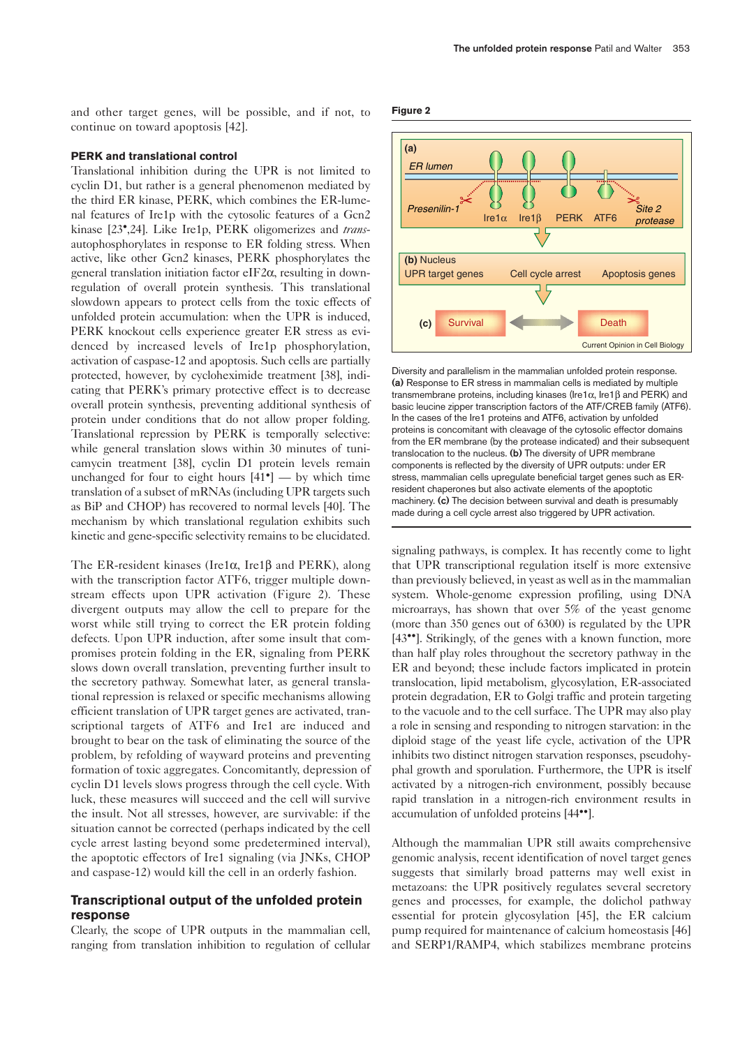and other target genes, will be possible, and if not, to continue on toward apoptosis [42].

### PERK and translational control

Translational inhibition during the UPR is not limited to cyclin D1, but rather is a general phenomenon mediated by the third ER kinase, PERK, which combines the ER-lumenal features of Ire1p with the cytosolic features of a Gcn2 kinase [23•,24]. Like Ire1p, PERK oligomerizes and *trans*-autophosphorylates in response to ER folding stress. When active, like other Gcn2 kinases, PERK phosphorylates the general translation initiation factor eIF2α, resulting in downregulation of overall protein synthesis. This translational slowdown appears to protect cells from the toxic effects of unfolded protein accumulation: when the UPR is induced, PERK knockout cells experience greater ER stress as evidenced by increased levels of Ire1p phosphorylation, activation of caspase-12 and apoptosis. Such cells are partially protected, however, by cycloheximide treatment [38], indicating that PERK's primary protective effect is to decrease overall protein synthesis, preventing additional synthesis of protein under conditions that do not allow proper folding. Translational repression by PERK is temporally selective: while general translation slows within 30 minutes of tunicamycin treatment [38], cyclin D1 protein levels remain unchanged for four to eight hours [41•] — by which time translation of a subset of mRNAs (including UPR targets such as BiP and CHOP) has recovered to normal levels [40]. The mechanism by which translational regulation exhibits such kinetic and gene-specific selectivity remains to be elucidated.

The ER-resident kinases (Ire1α, Ire1β and PERK), along with the transcription factor ATF6, trigger multiple downstream effects upon UPR activation (Figure 2). These divergent outputs may allow the cell to prepare for the worst while still trying to correct the ER protein folding defects. Upon UPR induction, after some insult that compromises protein folding in the ER, signaling from PERK slows down overall translation, preventing further insult to the secretory pathway. Somewhat later, as general translational repression is relaxed or specific mechanisms allowing efficient translation of UPR target genes are activated, transcriptional targets of ATF6 and Ire1 are induced and brought to bear on the task of eliminating the source of the problem, by refolding of wayward proteins and preventing formation of toxic aggregates. Concomitantly, depression of cyclin D1 levels slows progress through the cell cycle. With luck, these measures will succeed and the cell will survive the insult. Not all stresses, however, are survivable: if the situation cannot be corrected (perhaps indicated by the cell cycle arrest lasting beyond some predetermined interval), the apoptotic effectors of Ire1 signaling (via JNKs, CHOP and caspase-12) would kill the cell in an orderly fashion.

**Figure 2**

(a)
ER lumen
Presenilin-1
Ire1α
Ire1β
PERK
ATF6
Site 2 protease

(b) Nucleus
UPR target genes
Cell cycle arrest
Apoptosis genes

(c)
Survival
Death

Current Opinion in Cell Biology

Diversity and parallelism in the mammalian unfolded protein response. **(a)** Response to ER stress in mammalian cells is mediated by multiple transmembrane proteins, including kinases (Ire1α, Ire1β and PERK) and basic leucine zipper transcription factors of the ATF/CREB family (ATF6). In the cases of the Ire1 proteins and ATF6, activation by unfolded proteins is concomitant with cleavage of the cytosolic effector domains from the ER membrane (by the protease indicated) and their subsequent translocation to the nucleus. **(b)** The diversity of UPR membrane components is reflected by the diversity of UPR outputs: under ER stress, mammalian cells upregulate beneficial target genes such as ER-resident chaperones but also activate elements of the apoptotic machinery. **(c)** The decision between survival and death is presumably made during a cell cycle arrest also triggered by UPR activation.

### Transcriptional output of the unfolded protein response

Clearly, the scope of UPR outputs in the mammalian cell, ranging from translation inhibition to regulation of cellular signaling pathways, is complex. It has recently come to light that UPR transcriptional regulation itself is more extensive than previously believed, in yeast as well as in the mammalian system. Whole-genome expression profiling, using DNA microarrays, has shown that over 5% of the yeast genome (more than 350 genes out of 6300) is regulated by the UPR [43••]. Strikingly, of the genes with a known function, more than half play roles throughout the secretory pathway in the ER and beyond; these include factors implicated in protein translocation, lipid metabolism, glycosylation, ER-associated protein degradation, ER to Golgi traffic and protein targeting to the vacuole and to the cell surface. The UPR may also play a role in sensing and responding to nitrogen starvation: in the diploid stage of the yeast life cycle, activation of the UPR inhibits two distinct nitrogen starvation responses, pseudohyphal growth and sporulation. Furthermore, the UPR is itself activated by a nitrogen-rich environment, possibly because rapid translation in a nitrogen-rich environment results in accumulation of unfolded proteins [44••].

Although the mammalian UPR still awaits comprehensive genomic analysis, recent identification of novel target genes suggests that similarly broad patterns may well exist in metazoans: the UPR positively regulates several secretory genes and processes, for example, the dolichol pathway essential for protein glycosylation [45], the ER calcium pump required for maintenance of calcium homeostasis [46] and SERP1/RAMP4, which stabilizes membrane proteins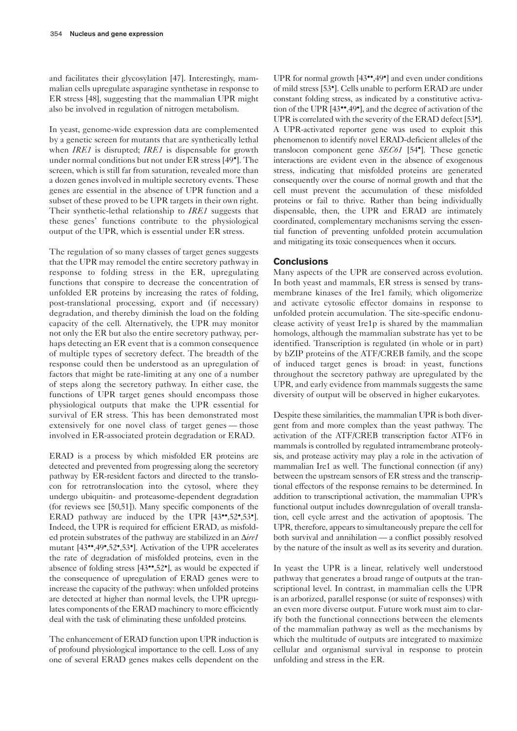and facilitates their glycosylation [47]. Interestingly, mammalian cells upregulate asparagine synthetase in response to ER stress [48], suggesting that the mammalian UPR might also be involved in regulation of nitrogen metabolism.

In yeast, genome-wide expression data are complemented by a genetic screen for mutants that are synthetically lethal when *IRE1* is disrupted; *IRE1* is dispensable for growth under normal conditions but not under ER stress [49•]. The screen, which is still far from saturation, revealed more than a dozen genes involved in multiple secretory events. These genes are essential in the absence of UPR function and a subset of these proved to be UPR targets in their own right. Their synthetic-lethal relationship to *IRE1* suggests that these genes' functions contribute to the physiological output of the UPR, which is essential under ER stress.

The regulation of so many classes of target genes suggests that the UPR may remodel the entire secretory pathway in response to folding stress in the ER, upregulating functions that conspire to decrease the concentration of unfolded ER proteins by increasing the rates of folding, post-translational processing, export and (if necessary) degradation, and thereby diminish the load on the folding capacity of the cell. Alternatively, the UPR may monitor not only the ER but also the entire secretory pathway, perhaps detecting an ER event that is a common consequence of multiple types of secretory defect. The breadth of the response could then be understood as an upregulation of factors that might be rate-limiting at any one of a number of steps along the secretory pathway. In either case, the functions of UPR target genes should encompass those physiological outputs that make the UPR essential for survival of ER stress. This has been demonstrated most extensively for one novel class of target genes — those involved in ER-associated protein degradation or ERAD.

ERAD is a process by which misfolded ER proteins are detected and prevented from progressing along the secretory pathway by ER-resident factors and directed to the translocon for retrotranslocation into the cytosol, where they undergo ubiquitin- and proteasome-dependent degradation (for reviews see [50,51]). Many specific components of the ERAD pathway are induced by the UPR [43••,52•,53•]. Indeed, the UPR is required for efficient ERAD, as misfolded protein substrates of the pathway are stabilized in an Δ*ire1* mutant [43••,49•,52•,53•]. Activation of the UPR accelerates the rate of degradation of misfolded proteins, even in the absence of folding stress [43••,52•], as would be expected if the consequence of upregulation of ERAD genes were to increase the capacity of the pathway: when unfolded proteins are detected at higher than normal levels, the UPR upregulates components of the ERAD machinery to more efficiently deal with the task of eliminating these unfolded proteins.

The enhancement of ERAD function upon UPR induction is of profound physiological importance to the cell. Loss of any one of several ERAD genes makes cells dependent on the UPR for normal growth [43••,49•] and even under conditions of mild stress [53•]. Cells unable to perform ERAD are under constant folding stress, as indicated by a constitutive activation of the UPR [43••,49•], and the degree of activation of the UPR is correlated with the severity of the ERAD defect [53•]. A UPR-activated reporter gene was used to exploit this phenomenon to identify novel ERAD-deficient alleles of the translocon component gene *SEC61* [54•]. These genetic interactions are evident even in the absence of exogenous stress, indicating that misfolded proteins are generated consequently over the course of normal growth and that the cell must prevent the accumulation of these misfolded proteins or fail to thrive. Rather than being individually dispensable, then, the UPR and ERAD are intimately coordinated, complementary mechanisms serving the essential function of preventing unfolded protein accumulation and mitigating its toxic consequences when it occurs.

## Conclusions

Many aspects of the UPR are conserved across evolution. In both yeast and mammals, ER stress is sensed by transmembrane kinases of the Ire1 family, which oligomerize and activate cytosolic effector domains in response to unfolded protein accumulation. The site-specific endonuclease activity of yeast Ire1p is shared by the mammalian homologs, although the mammalian substrate has yet to be identified. Transcription is regulated (in whole or in part) by bZIP proteins of the ATF/CREB family, and the scope of induced target genes is broad: in yeast, functions throughout the secretory pathway are upregulated by the UPR, and early evidence from mammals suggests the same diversity of output will be observed in higher eukaryotes.

Despite these similarities, the mammalian UPR is both divergent from and more complex than the yeast pathway. The activation of the ATF/CREB transcription factor ATF6 in mammals is controlled by regulated intramembrane proteolysis, and protease activity may play a role in the activation of mammalian Ire1 as well. The functional connection (if any) between the upstream sensors of ER stress and the transcriptional effectors of the response remains to be determined. In addition to transcriptional activation, the mammalian UPR's functional output includes downregulation of overall translation, cell cycle arrest and the activation of apoptosis. The UPR, therefore, appears to simultaneously prepare the cell for both survival and annihilation — a conflict possibly resolved by the nature of the insult as well as its severity and duration.

In yeast the UPR is a linear, relatively well understood pathway that generates a broad range of outputs at the transcriptional level. In contrast, in mammalian cells the UPR is an arborized, parallel response (or suite of responses) with an even more diverse output. Future work must aim to clarify both the functional connections between the elements of the mammalian pathway as well as the mechanisms by which the multitude of outputs are integrated to maximize cellular and organismal survival in response to protein unfolding and stress in the ER.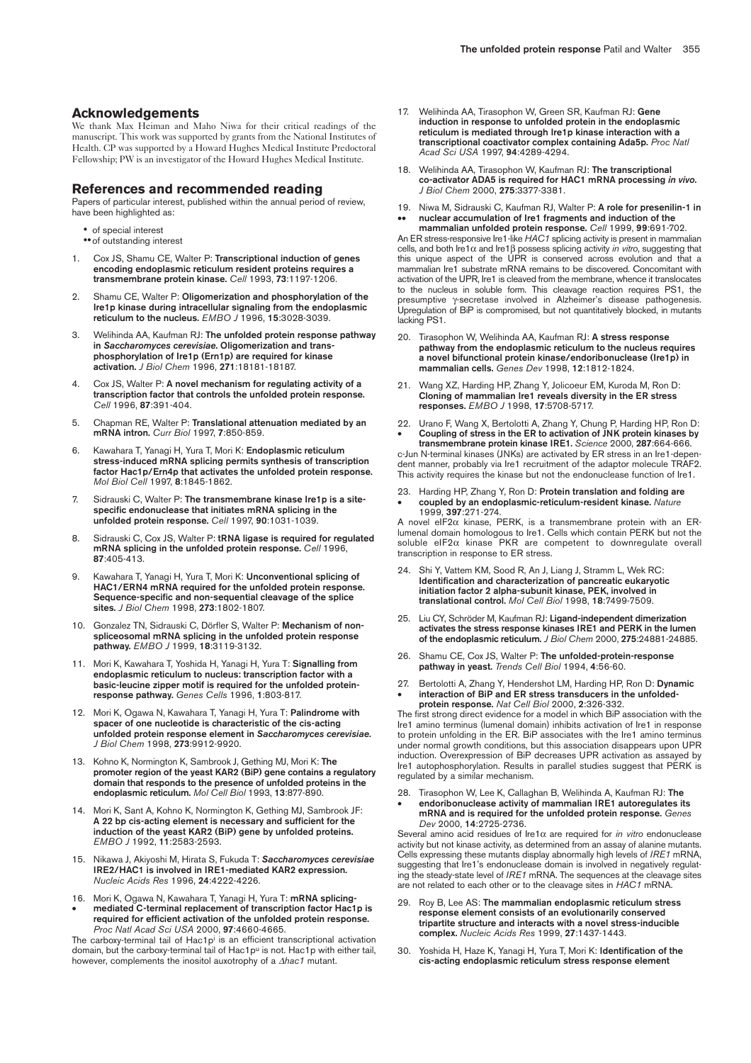## Acknowledgements

We thank Max Heiman and Maho Niwa for their critical readings of the manuscript. This work was supported by grants from the National Institutes of Health. CP was supported by a Howard Hughes Medical Institute Predoctoral Fellowship; PW is an investigator of the Howard Hughes Medical Institute.

## References and recommended reading

Papers of particular interest, published within the annual period of review, have been highlighted as:

- • of special interest
- •• of outstanding interest

1. Cox JS, Shamu CE, Walter P: **Transcriptional induction of genes encoding endoplasmic reticulum resident proteins requires a transmembrane protein kinase.** *Cell* 1993, **73**:1197-1206.

2. Shamu CE, Walter P: **Oligomerization and phosphorylation of the Ire1p kinase during intracellular signaling from the endoplasmic reticulum to the nucleus.** *EMBO J* 1996, **15**:3028-3039.

3. Welihinda AA, Kaufman RJ: **The unfolded protein response pathway in *Saccharomyces cerevisiae*. Oligomerization and trans-phosphorylation of Ire1p (Ern1p) are required for kinase activation.** *J Biol Chem* 1996, **271**:18181-18187.

4. Cox JS, Walter P: **A novel mechanism for regulating activity of a transcription factor that controls the unfolded protein response.** *Cell* 1996, **87**:391-404.

5. Chapman RE, Walter P: **Translational attenuation mediated by an mRNA intron.** *Curr Biol* 1997, **7**:850-859.

6. Kawahara T, Yanagi H, Yura T, Mori K: **Endoplasmic reticulum stress-induced mRNA splicing permits synthesis of transcription factor Hac1p/Ern4p that activates the unfolded protein response.** *Mol Biol Cell* 1997, **8**:1845-1862.

7. Sidrauski C, Walter P: **The transmembrane kinase Ire1p is a site-specific endonuclease that initiates mRNA splicing in the unfolded protein response.** *Cell* 1997, **90**:1031-1039.

8. Sidrauski C, Cox JS, Walter P: **tRNA ligase is required for regulated mRNA splicing in the unfolded protein response.** *Cell* 1996, **87**:405-413.

9. Kawahara T, Yanagi H, Yura T, Mori K: **Unconventional splicing of HAC1/ERN4 mRNA required for the unfolded protein response. Sequence-specific and non-sequential cleavage of the splice sites.** *J Biol Chem* 1998, **273**:1802-1807.

10. Gonzalez TN, Sidrauski C, Dörfler S, Walter P: **Mechanism of non-spliceosomal mRNA splicing in the unfolded protein response pathway.** *EMBO J* 1999, **18**:3119-3132.

11. Mori K, Kawahara T, Yoshida H, Yanagi H, Yura T: **Signalling from endoplasmic reticulum to nucleus: transcription factor with a basic-leucine zipper motif is required for the unfolded protein-response pathway.** *Genes Cells* 1996, **1**:803-817.

12. Mori K, Ogawa N, Kawahara T, Yanagi H, Yura T: **Palindrome with spacer of one nucleotide is characteristic of the cis-acting unfolded protein response element in *Saccharomyces cerevisiae*.** *J Biol Chem* 1998, **273**:9912-9920.

13. Kohno K, Normington K, Sambrook J, Gething MJ, Mori K: **The promoter region of the yeast KAR2 (BiP) gene contains a regulatory domain that responds to the presence of unfolded proteins in the endoplasmic reticulum.** *Mol Cell Biol* 1993, **13**:877-890.

14. Mori K, Sant A, Kohno K, Normington K, Gething MJ, Sambrook JF: **A 22 bp cis-acting element is necessary and sufficient for the induction of the yeast KAR2 (BiP) gene by unfolded proteins.** *EMBO J* 1992, **11**:2583-2593.

15. Nikawa J, Akiyoshi M, Hirata S, Fukuda T: ***Saccharomyces cerevisiae* IRE2/HAC1 is involved in IRE1-mediated KAR2 expression.** *Nucleic Acids Res* 1996, **24**:4222-4226.

16. • Mori K, Ogawa N, Kawahara T, Yanagi H, Yura T: **mRNA splicing-mediated C-terminal replacement of transcription factor Hac1p is required for efficient activation of the unfolded protein response.** *Proc Natl Acad Sci USA* 2000, **97**:4660-4665.

The carboxy-terminal tail of Hac1p$^i$ is an efficient transcriptional activation domain, but the carboxy-terminal tail of Hac1p$^u$ is not. Hac1p with either tail, however, complements the inositol auxotrophy of a *Δhac1* mutant.

17. Welihinda AA, Tirasophon W, Green SR, Kaufman RJ: **Gene induction in response to unfolded protein in the endoplasmic reticulum is mediated through Ire1p kinase interaction with a transcriptional coactivator complex containing Ada5p.** *Proc Natl Acad Sci USA* 1997, **94**:4289-4294.

18. Welihinda AA, Tirasophon W, Kaufman RJ: **The transcriptional co-activator ADA5 is required for HAC1 mRNA processing *in vivo*.** *J Biol Chem* 2000, **275**:3377-3381.

19. •• Niwa M, Sidrauski C, Kaufman RJ, Walter P: **A role for presenilin-1 in nuclear accumulation of Ire1 fragments and induction of the mammalian unfolded protein response.** *Cell* 1999, **99**:691-702.

An ER stress-responsive Ire1-like *HAC1* splicing activity is present in mammalian cells, and both Ire1α and Ire1β possess splicing activity *in vitro*, suggesting that this unique aspect of the UPR is conserved across evolution and that a mammalian Ire1 substrate mRNA remains to be discovered. Concomitant with activation of the UPR, Ire1 is cleaved from the membrane, whence it translocates to the nucleus in soluble form. This cleavage reaction requires PS1, the presumptive γ-secretase involved in Alzheimer's disease pathogenesis. Upregulation of BiP is compromised, but not quantitatively blocked, in mutants lacking PS1.

20. Tirasophon W, Welihinda AA, Kaufman RJ: **A stress response pathway from the endoplasmic reticulum to the nucleus requires a novel bifunctional protein kinase/endoribonuclease (Ire1p) in mammalian cells.** *Genes Dev* 1998, **12**:1812-1824.

21. Wang XZ, Harding HP, Zhang Y, Jolicoeur EM, Kuroda M, Ron D: **Cloning of mammalian Ire1 reveals diversity in the ER stress responses.** *EMBO J* 1998, **17**:5708-5717.

22. • Urano F, Wang X, Bertolotti A, Zhang Y, Chung P, Harding HP, Ron D: **Coupling of stress in the ER to activation of JNK protein kinases by transmembrane protein kinase IRE1.** *Science* 2000, **287**:664-666.

c-Jun N-terminal kinases (JNKs) are activated by ER stress in an Ire1-dependent manner, probably via Ire1 recruitment of the adaptor molecule TRAF2. This activity requires the kinase but not the endonuclease function of Ire1.

23. • Harding HP, Zhang Y, Ron D: **Protein translation and folding are coupled by an endoplasmic-reticulum-resident kinase.** *Nature* 1999, **397**:271-274.

A novel eIF2α kinase, PERK, is a transmembrane protein with an ER-lumenal domain homologous to Ire1. Cells which contain PERK but not the soluble eIF2α kinase PKR are competent to downregulate overall transcription in response to ER stress.

24. Shi Y, Vattem KM, Sood R, An J, Liang J, Stramm L, Wek RC: **Identification and characterization of pancreatic eukaryotic initiation factor 2 alpha-subunit kinase, PEK, involved in translational control.** *Mol Cell Biol* 1998, **18**:7499-7509.

25. Liu CY, Schröder M, Kaufman RJ: **Ligand-independent dimerization activates the stress response kinases IRE1 and PERK in the lumen of the endoplasmic reticulum.** *J Biol Chem* 2000, **275**:24881-24885.

26. Shamu CE, Cox JS, Walter P: **The unfolded-protein-response pathway in yeast.** *Trends Cell Biol* 1994, **4**:56-60.

27. • Bertolotti A, Zhang Y, Hendershot LM, Harding HP, Ron D: **Dynamic interaction of BiP and ER stress transducers in the unfolded-protein response.** *Nat Cell Biol* 2000, **2**:326-332.

The first strong direct evidence for a model in which BiP association with the Ire1 amino terminus (lumenal domain) inhibits activation of Ire1 in response to protein unfolding in the ER. BiP associates with the Ire1 amino terminus under normal growth conditions, but this association disappears upon UPR induction. Overexpression of BiP decreases UPR activation as assayed by Ire1 autophosphorylation. Results in parallel studies suggest that PERK is regulated by a similar mechanism.

28. • Tirasophon W, Lee K, Callaghan B, Welihinda A, Kaufman RJ: **The endoribonuclease activity of mammalian IRE1 autoregulates its mRNA and is required for the unfolded protein response.** *Genes Dev* 2000, **14**:2725-2736.

Several amino acid residues of Ire1α are required for *in vitro* endonuclease activity but not kinase activity, as determined from an assay of alanine mutants. Cells expressing these mutants display abnormally high levels of *IRE1* mRNA, suggesting that Ire1's endonuclease domain is involved in negatively regulating the steady-state level of *IRE1* mRNA. The sequences at the cleavage sites are not related to each other or to the cleavage sites in *HAC1* mRNA.

29. Roy B, Lee AS: **The mammalian endoplasmic reticulum stress response element consists of an evolutionarily conserved tripartite structure and interacts with a novel stress-inducible complex.** *Nucleic Acids Res* 1999, **27**:1437-1443.

30. Yoshida H, Haze K, Yanagi H, Yura T, Mori K: **Identification of the cis-acting endoplasmic reticulum stress response element**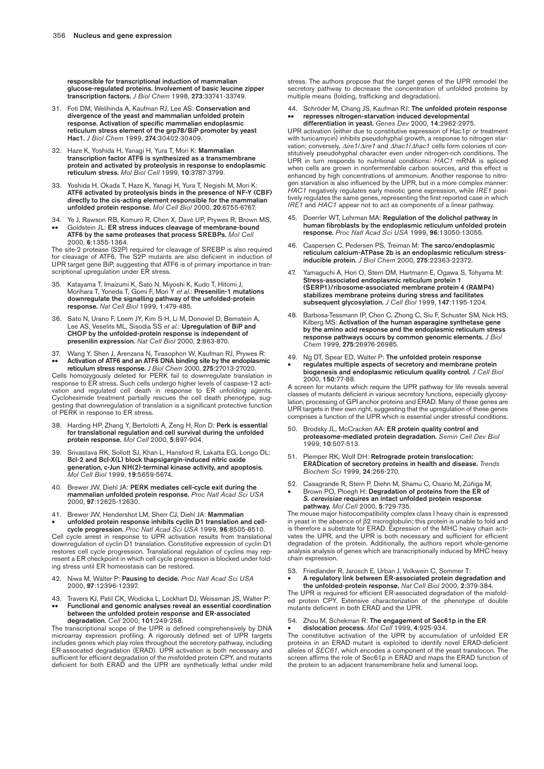responsible for transcriptional induction of mammalian glucose-regulated proteins. Involvement of basic leucine zipper transcription factors. *J Biol Chem* 1998, **273**:33741-33749.

31. Foti DM, Welihinda A, Kaufman RJ, Lee AS: **Conservation and divergence of the yeast and mammalian unfolded protein response. Activation of specific mammalian endoplasmic reticulum stress element of the grp78/BiP promoter by yeast Hac1.** *J Biol Chem* 1999, **274**:30402-30409.

32. Haze K, Yoshida H, Yanagi H, Yura T, Mori K: **Mammalian transcription factor ATF6 is synthesized as a transmembrane protein and activated by proteolysis in response to endoplasmic reticulum stress.** *Mol Biol Cell* 1999, **10**:3787-3799.

33. Yoshida H, Okada T, Haze K, Yanagi H, Yura T, Negishi M, Mori K: **ATF6 activated by proteolysis binds in the presence of NF-Y (CBF) directly to the cis-acting element responsible for the mammalian unfolded protein response.** *Mol Cell Biol* 2000, **20**:6755-6767.

34. •• Ye J, Rawson RB, Komuro R, Chen X, Davé UP, Prywes R, Brown MS, Goldstein JL: **ER stress induces cleavage of membrane-bound ATF6 by the same proteases that process SREBPs.** *Mol Cell* 2000, **6**:1355-1364.

The site-2 protease (S2P) required for cleavage of SREBP is also required for cleavage of ATF6. The S2P mutants are also deficient in induction of UPR target gene BiP, suggesting that ATF6 is of primary importance in transcriptional upregulation under ER stress.

35. Katayama T, Imaizumi K, Sato N, Miyoshi K, Kudo T, Hitomi J, Morihara T, Yoneda T, Gomi F, Mori Y *et al.*: **Presenilin-1 mutations downregulate the signalling pathway of the unfolded-protein response.** *Nat Cell Biol* 1999, **1**:479-485.

36. Sato N, Urano F, Leem JY, Kim S-H, Li M, Donoviel D, Bernstein A, Lee AS, Veselits ML, Sisodia SS *et al.*: **Upregulation of BiP and CHOP by the unfolded-protein response is independent of presenilin expression.** *Nat Cell Biol* 2000, **2**:863-870.

37. •• Wang Y, Shen J, Arenzana N, Tirasophon W, Kaufman RJ, Prywes R: **Activation of ATF6 and an ATF6 DNA binding site by the endoplasmic reticulum stress response.** *J Biol Chem* 2000, **275**:27013-27020.

Cells homozygously deleted for PERK fail to downregulate translation in response to ER stress. Such cells undergo higher levels of caspase-12 activation and regulated cell death in response to ER unfolding agents. Cycloheximide treatment partially rescues the cell death phenotype, suggesting that downregulation of translation is a significant protective function of PERK in response to ER stress.

38. Harding HP, Zhang Y, Bertolotti A, Zeng H, Ron D: **Perk is essential for translational regulation and cell survival during the unfolded protein response.** *Mol Cell* 2000, **5**:897-904.

39. Srivastava RK, Sollott SJ, Khan L, Hansford R, Lakatta EG, Longo DL: **Bcl-2 and Bcl-X(L) block thapsigargin-induced nitric oxide generation, c-Jun NH(2)-terminal kinase activity, and apoptosis.** *Mol Cell Biol* 1999, **19**:5659-5674.

40. Brewer JW, Diehl JA: **PERK mediates cell-cycle exit during the mammalian unfolded protein response.** *Proc Natl Acad Sci USA* 2000, **97**:12625-12630.

41. • Brewer JW, Hendershot LM, Sherr CJ, Diehl JA: **Mammalian unfolded protein response inhibits cyclin D1 translation and cell-cycle progression.** *Proc Natl Acad Sci USA* 1999, **96**:8505-8510.

Cell cycle arrest in response to UPR activation results from translational downregulation of cyclin D1 translation. Constitutive expression of cyclin D1 restores cell cycle progression. Translational regulation of cyclins may represent a ER checkpoint in which cell cycle progression is blocked under folding stress until ER homeostasis can be restored.

42. Niwa M, Walter P: **Pausing to decide.** *Proc Natl Acad Sci USA* 2000, **97**:12396-12397.

43. •• Travers KJ, Patil CK, Wodicka L, Lockhart DJ, Weissman JS, Walter P: **Functional and genomic analyses reveal an essential coordination between the unfolded protein response and ER-associated degradation.** *Cell* 2000, **101**:249-258.

The transcriptional scope of the UPR is defined comprehensively by DNA microarray expression profiling. A rigorously defined set of UPR targets includes genes which play roles throughout the secretory pathway, including ER-assocated degradation (ERAD). UPR activation is both necessary and sufficient for efficient degradation of the misfolded protein CPY, and mutants deficient for both ERAD and the UPR are synthetically lethal under mild stress. The authors propose that the target genes of the UPR remodel the secretory pathway to decrease the concentration of unfolded proteins by multiple means (folding, trafficking and degradation).

44. •• Schröder M, Chang JS, Kaufman RJ: **The unfolded protein response represses nitrogen-starvation induced developmental differentiation in yeast.** *Genes Dev* 2000, **14**:2962-2975.

UPR activation (either due to constitutive expression of Hac1p[i] or treatment with tunicamycin) inhibits pseudohyphal growth, a response to nitrogen starvation; conversely, *Δire1/Δire1* and *Δhac1/Δhac1* cells form colonies of constitutively pseudohyphal character even under nitrogen-rich conditions. The UPR in turn responds to nutritional conditions: *HAC1* mRNA is spliced when cells are grown in nonfermentable carbon sources, and this effect is enhanced by high concentrations of ammonium. Another response to nitrogen starvation is also influenced by the UPR, but in a more complex manner: *HAC1* negatively regulates early meiotic gene expression, while *IRE1* positively regulates the same genes, representing the first reported case in which *IRE1* and *HAC1* appear not to act as components of a linear pathway.

45. Doerrler WT, Lehrman MA: **Regulation of the dolichol pathway in human fibroblasts by the endoplasmic reticulum unfolded protein response.** *Proc Natl Acad Sci USA* 1999, **96**:13050-13055.

46. Caspersen C, Pedersen PS, Treiman M: **The sarco/endoplasmic reticulum calcium-ATPase 2b is an endoplasmic reticulum stress-inducible protein.** *J Biol Chem* 2000, **275**:22363-22372.

47. Yamaguchi A, Hori O, Stern DM, Hartmann E, Ogawa S, Tohyama M: **Stress-associated endoplasmic reticulum protein 1 (SERP1)/ribosome-associated membrane protein 4 (RAMP4) stabilizes membrane proteins during stress and facilitates subsequent glycosylation.** *J Cell Biol* 1999, **147**:1195-1204.

48. Barbosa-Tessmann IP, Chen C, Zhong C, Siu F, Schuster SM, Nick HS, Kilberg MS: **Activation of the human asparagine synthetase gene by the amino acid response and the endoplasmic reticulum stress response pathways occurs by common genomic elements.** *J Biol Chem* 1999, **275**:26976-26985.

49. • Ng DT, Spear ED, Walter P: **The unfolded protein response regulates multiple aspects of secretory and membrane protein biogenesis and endoplasmic reticulum quality control.** *J Cell Biol* 2000, **150**:77-88.

A screen for mutants which require the UPR pathway for life reveals several classes of mutants deficient in various secretory functions, especially glycosylation, processing of GPI anchor proteins and ERAD. Many of these genes are UPR targets in their own right, suggesting that the upregulation of these genes comprises a function of the UPR which is essential under stressful conditions.

50. Brodsky JL, McCracken AA: **ER protein quality control and proteasome-mediated protein degradation.** *Semin Cell Dev Biol* 1999, **10**:507-513.

51. Plemper RK, Wolf DH: **Retrograde protein translocation: ERADication of secretory proteins in health and disease.** *Trends Biochem Sci* 1999, **24**:266-270.

52. • Casagrande R, Stern P, Diehn M, Shamu C, Osario M, Zúñiga M, Brown PO, Ploegh H: **Degradation of proteins from the ER of *S. cerevisiae* requires an intact unfolded protein response pathway.** *Mol Cell* 2000, **5**:729-735.

The mouse major histocompatibility complex class I heavy chain is expressed in yeast in the absence of $\beta 2$ microglobulin; this protein is unable to fold and is therefore a substrate for ERAD. Expression of the MHC heavy chain activates the UPR, and the UPR is both necessary and sufficient for efficient degradation of the protein. Additionally, the authors report whole-genome analysis analysis of genes which are transcriptionally induced by MHC heavy chain expression.

53. • Friedlander R, Jarosch E, Urban J, Volkwein C, Sommer T: **A regulatory link between ER-associated protein degradation and the unfolded-protein response.** *Nat Cell Biol* 2000, **2**:379-384.

The UPR is required for efficient ER-associated degradation of the misfolded protein CPY. Extensive characterization of the phenotype of double mutants deficient in both ERAD and the UPR.

54. • Zhou M, Schekman R: **The engagement of Sec61p in the ER dislocation process.** *Mol Cell* 1999, **4**:925-934.

The constitutive activation of the UPR by accumulation of unfolded ER proteins in an ERAD mutant is exploited to identify novel ERAD-deficient alleles of *SEC61*, which encodes a component of the yeast translocon. The screen affirms the role of Sec61p in ERAD and maps the ERAD function of the protein to an adjacent transmembrane helix and lumenal loop.